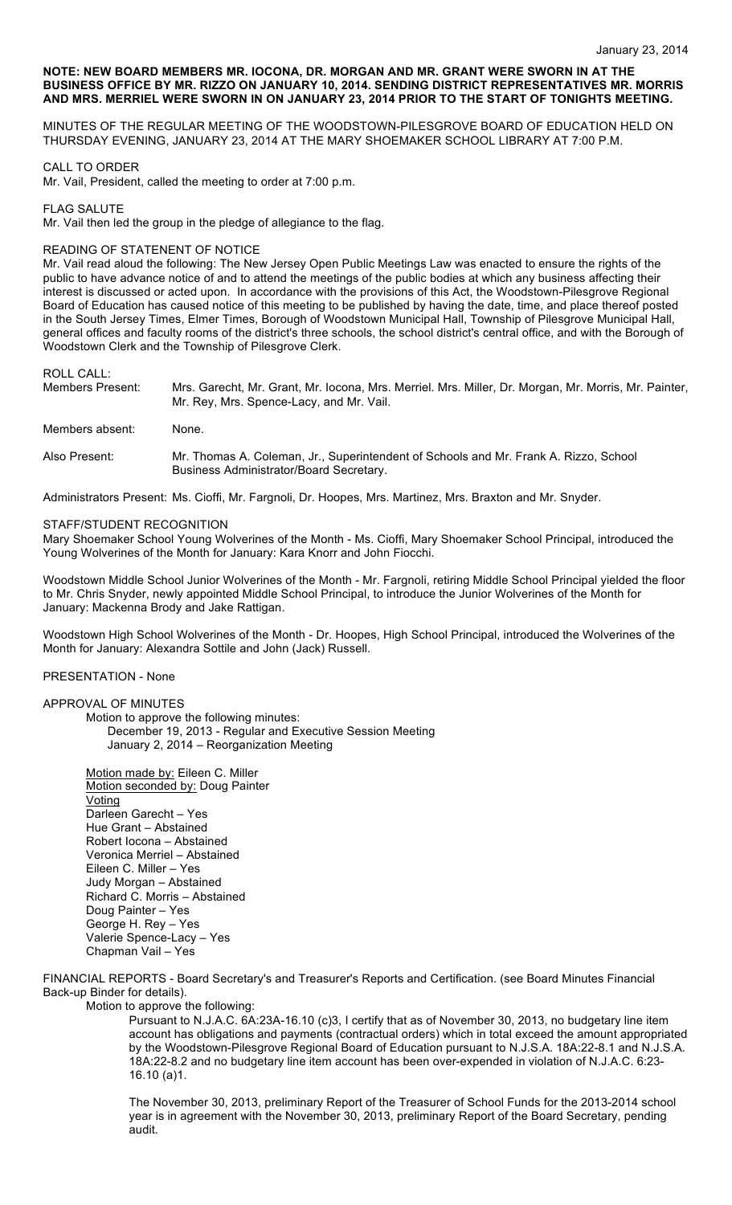January 23, 2014

**NOTE: NEW BOARD MEMBERS MR. IOCONA, DR. MORGAN AND MR. GRANT WERE SWORN IN AT THE BUSINESS OFFICE BY MR. RIZZO ON JANUARY 10, 2014. SENDING DISTRICT REPRESENTATIVES MR. MORRIS AND MRS. MERRIEL WERE SWORN IN ON JANUARY 23, 2014 PRIOR TO THE START OF TONIGHTS MEETING.**

MINUTES OF THE REGULAR MEETING OF THE WOODSTOWN-PILESGROVE BOARD OF EDUCATION HELD ON THURSDAY EVENING, JANUARY 23, 2014 AT THE MARY SHOEMAKER SCHOOL LIBRARY AT 7:00 P.M.

CALL TO ORDER
Mr. Vail, President, called the meeting to order at 7:00 p.m.

FLAG SALUTE
Mr. Vail then led the group in the pledge of allegiance to the flag.

READING OF STATENENT OF NOTICE
Mr. Vail read aloud the following: The New Jersey Open Public Meetings Law was enacted to ensure the rights of the public to have advance notice of and to attend the meetings of the public bodies at which any business affecting their interest is discussed or acted upon. In accordance with the provisions of this Act, the Woodstown-Pilesgrove Regional Board of Education has caused notice of this meeting to be published by having the date, time, and place thereof posted in the South Jersey Times, Elmer Times, Borough of Woodstown Municipal Hall, Township of Pilesgrove Municipal Hall, general offices and faculty rooms of the district's three schools, the school district's central office, and with the Borough of Woodstown Clerk and the Township of Pilesgrove Clerk.

ROLL CALL:

| | |
|---|---|
| Members Present: | Mrs. Garecht, Mr. Grant, Mr. Iocona, Mrs. Merriel. Mrs. Miller, Dr. Morgan, Mr. Morris, Mr. Painter, Mr. Rey, Mrs. Spence-Lacy, and Mr. Vail. |
| Members absent: | None. |
| Also Present: | Mr. Thomas A. Coleman, Jr., Superintendent of Schools and Mr. Frank A. Rizzo, School Business Administrator/Board Secretary. |

Administrators Present: Ms. Cioffi, Mr. Fargnoli, Dr. Hoopes, Mrs. Martinez, Mrs. Braxton and Mr. Snyder.

STAFF/STUDENT RECOGNITION
Mary Shoemaker School Young Wolverines of the Month - Ms. Cioffi, Mary Shoemaker School Principal, introduced the Young Wolverines of the Month for January: Kara Knorr and John Fiocchi.

Woodstown Middle School Junior Wolverines of the Month - Mr. Fargnoli, retiring Middle School Principal yielded the floor to Mr. Chris Snyder, newly appointed Middle School Principal, to introduce the Junior Wolverines of the Month for January: Mackenna Brody and Jake Rattigan.

Woodstown High School Wolverines of the Month - Dr. Hoopes, High School Principal, introduced the Wolverines of the Month for January: Alexandra Sottile and John (Jack) Russell.

PRESENTATION - None

APPROVAL OF MINUTES

Motion to approve the following minutes:
December 19, 2013 - Regular and Executive Session Meeting
January 2, 2014 – Reorganization Meeting

Motion made by: Eileen C. Miller
Motion seconded by: Doug Painter
Voting
Darleen Garecht – Yes
Hue Grant – Abstained
Robert Iocona – Abstained
Veronica Merriel – Abstained
Eileen C. Miller – Yes
Judy Morgan – Abstained
Richard C. Morris – Abstained
Doug Painter – Yes
George H. Rey – Yes
Valerie Spence-Lacy – Yes
Chapman Vail – Yes

FINANCIAL REPORTS - Board Secretary's and Treasurer's Reports and Certification. (see Board Minutes Financial Back-up Binder for details).

Motion to approve the following:

Pursuant to N.J.A.C. 6A:23A-16.10 (c)3, I certify that as of November 30, 2013, no budgetary line item account has obligations and payments (contractual orders) which in total exceed the amount appropriated by the Woodstown-Pilesgrove Regional Board of Education pursuant to N.J.S.A. 18A:22-8.1 and N.J.S.A. 18A:22-8.2 and no budgetary line item account has been over-expended in violation of N.J.A.C. 6:23-16.10 (a)1.

The November 30, 2013, preliminary Report of the Treasurer of School Funds for the 2013-2014 school year is in agreement with the November 30, 2013, preliminary Report of the Board Secretary, pending audit.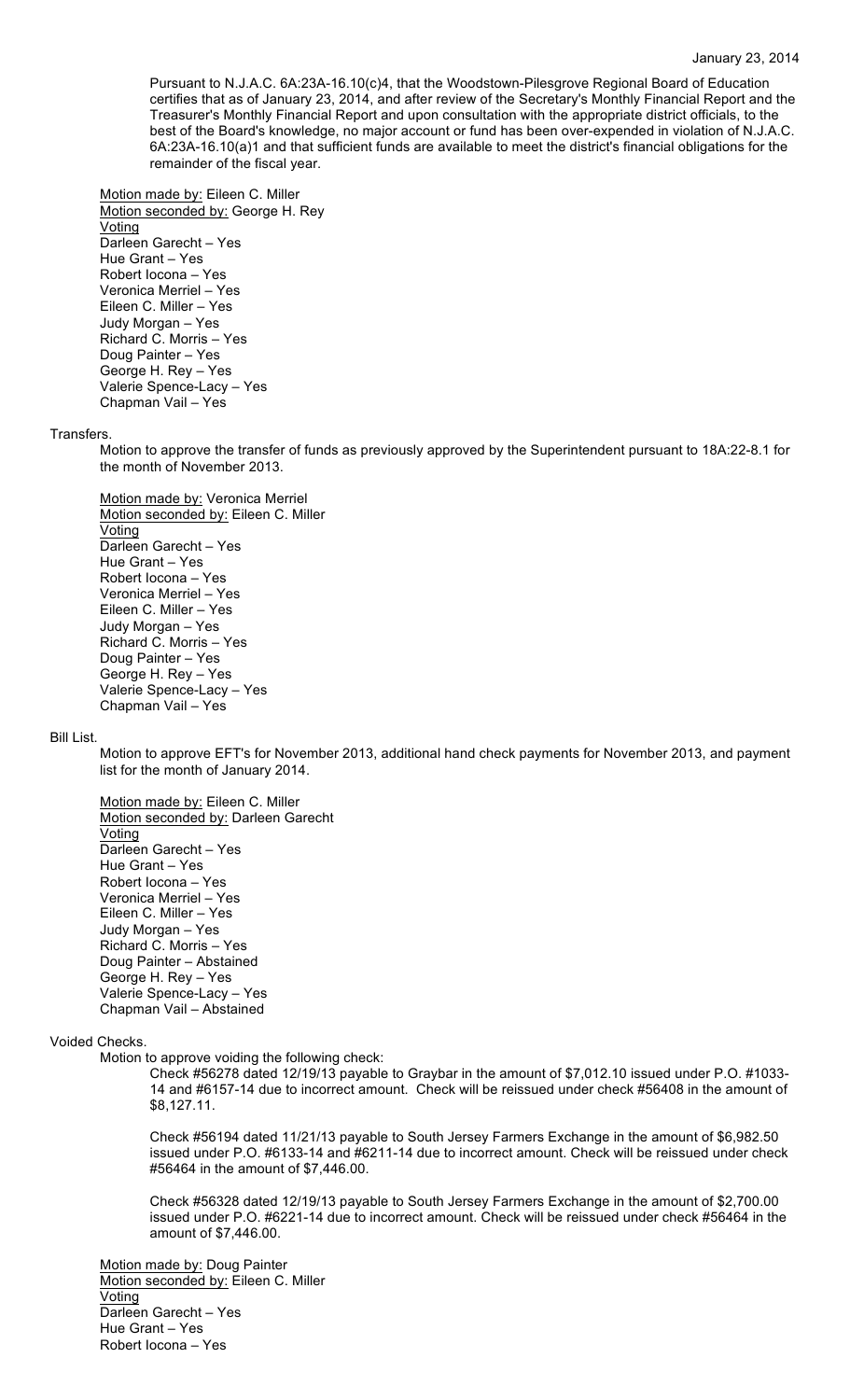Pursuant to N.J.A.C. 6A:23A-16.10(c)4, that the Woodstown-Pilesgrove Regional Board of Education certifies that as of January 23, 2014, and after review of the Secretary's Monthly Financial Report and the Treasurer's Monthly Financial Report and upon consultation with the appropriate district officials, to the best of the Board's knowledge, no major account or fund has been over-expended in violation of N.J.A.C. 6A:23A-16.10(a)1 and that sufficient funds are available to meet the district's financial obligations for the remainder of the fiscal year.

Motion made by: Eileen C. Miller
Motion seconded by: George H. Rey
Voting
Darleen Garecht – Yes
Hue Grant – Yes
Robert Iocona – Yes
Veronica Merriel – Yes
Eileen C. Miller – Yes
Judy Morgan – Yes
Richard C. Morris – Yes
Doug Painter – Yes
George H. Rey – Yes
Valerie Spence-Lacy – Yes
Chapman Vail – Yes

Transfers.

Motion to approve the transfer of funds as previously approved by the Superintendent pursuant to 18A:22-8.1 for the month of November 2013.

Motion made by: Veronica Merriel
Motion seconded by: Eileen C. Miller
Voting
Darleen Garecht – Yes
Hue Grant – Yes
Robert Iocona – Yes
Veronica Merriel – Yes
Eileen C. Miller – Yes
Judy Morgan – Yes
Richard C. Morris – Yes
Doug Painter – Yes
George H. Rey – Yes
Valerie Spence-Lacy – Yes
Chapman Vail – Yes

Bill List.

Motion to approve EFT's for November 2013, additional hand check payments for November 2013, and payment list for the month of January 2014.

Motion made by: Eileen C. Miller
Motion seconded by: Darleen Garecht
Voting
Darleen Garecht – Yes
Hue Grant – Yes
Robert Iocona – Yes
Veronica Merriel – Yes
Eileen C. Miller – Yes
Judy Morgan – Yes
Richard C. Morris – Yes
Doug Painter – Abstained
George H. Rey – Yes
Valerie Spence-Lacy – Yes
Chapman Vail – Abstained

Voided Checks.

Motion to approve voiding the following check:

Check #56278 dated 12/19/13 payable to Graybar in the amount of $7,012.10 issued under P.O. #1033-14 and #6157-14 due to incorrect amount. Check will be reissued under check #56408 in the amount of $8,127.11.

Check #56194 dated 11/21/13 payable to South Jersey Farmers Exchange in the amount of $6,982.50 issued under P.O. #6133-14 and #6211-14 due to incorrect amount. Check will be reissued under check #56464 in the amount of $7,446.00.

Check #56328 dated 12/19/13 payable to South Jersey Farmers Exchange in the amount of $2,700.00 issued under P.O. #6221-14 due to incorrect amount. Check will be reissued under check #56464 in the amount of $7,446.00.

Motion made by: Doug Painter
Motion seconded by: Eileen C. Miller
Voting
Darleen Garecht – Yes
Hue Grant – Yes
Robert Iocona – Yes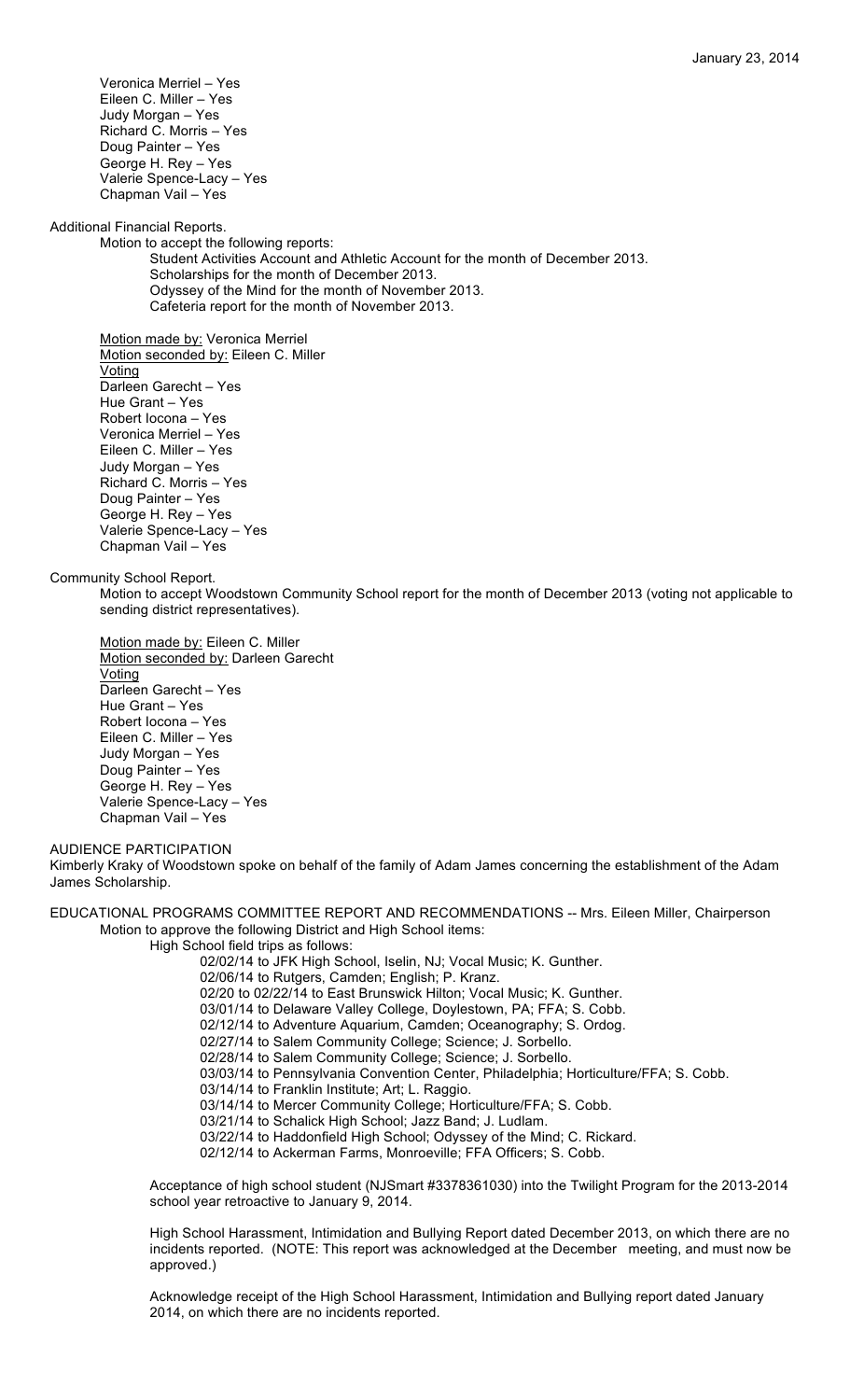Veronica Merriel – Yes
Eileen C. Miller – Yes
Judy Morgan – Yes
Richard C. Morris – Yes
Doug Painter – Yes
George H. Rey – Yes
Valerie Spence-Lacy – Yes
Chapman Vail – Yes

Additional Financial Reports.

Motion to accept the following reports:

Student Activities Account and Athletic Account for the month of December 2013.
Scholarships for the month of December 2013.
Odyssey of the Mind for the month of November 2013.
Cafeteria report for the month of November 2013.

Motion made by: Veronica Merriel
Motion seconded by: Eileen C. Miller
Voting
Darleen Garecht – Yes
Hue Grant – Yes
Robert Iocona – Yes
Veronica Merriel – Yes
Eileen C. Miller – Yes
Judy Morgan – Yes
Richard C. Morris – Yes
Doug Painter – Yes
George H. Rey – Yes
Valerie Spence-Lacy – Yes
Chapman Vail – Yes

Community School Report.

Motion to accept Woodstown Community School report for the month of December 2013 (voting not applicable to sending district representatives).

Motion made by: Eileen C. Miller
Motion seconded by: Darleen Garecht
Voting
Darleen Garecht – Yes
Hue Grant – Yes
Robert Iocona – Yes
Eileen C. Miller – Yes
Judy Morgan – Yes
Doug Painter – Yes
George H. Rey – Yes
Valerie Spence-Lacy – Yes
Chapman Vail – Yes

AUDIENCE PARTICIPATION

Kimberly Kraky of Woodstown spoke on behalf of the family of Adam James concerning the establishment of the Adam James Scholarship.

EDUCATIONAL PROGRAMS COMMITTEE REPORT AND RECOMMENDATIONS -- Mrs. Eileen Miller, Chairperson

Motion to approve the following District and High School items:

High School field trips as follows:

02/02/14 to JFK High School, Iselin, NJ; Vocal Music; K. Gunther.
02/06/14 to Rutgers, Camden; English; P. Kranz.
02/20 to 02/22/14 to East Brunswick Hilton; Vocal Music; K. Gunther.
03/01/14 to Delaware Valley College, Doylestown, PA; FFA; S. Cobb.
02/12/14 to Adventure Aquarium, Camden; Oceanography; S. Ordog.
02/27/14 to Salem Community College; Science; J. Sorbello.
02/28/14 to Salem Community College; Science; J. Sorbello.
03/03/14 to Pennsylvania Convention Center, Philadelphia; Horticulture/FFA; S. Cobb.
03/14/14 to Franklin Institute; Art; L. Raggio.
03/14/14 to Mercer Community College; Horticulture/FFA; S. Cobb.
03/21/14 to Schalick High School; Jazz Band; J. Ludlam.
03/22/14 to Haddonfield High School; Odyssey of the Mind; C. Rickard.
02/12/14 to Ackerman Farms, Monroeville; FFA Officers; S. Cobb.

Acceptance of high school student (NJSmart #3378361030) into the Twilight Program for the 2013-2014 school year retroactive to January 9, 2014.

High School Harassment, Intimidation and Bullying Report dated December 2013, on which there are no incidents reported. (NOTE: This report was acknowledged at the December meeting, and must now be approved.)

Acknowledge receipt of the High School Harassment, Intimidation and Bullying report dated January 2014, on which there are no incidents reported.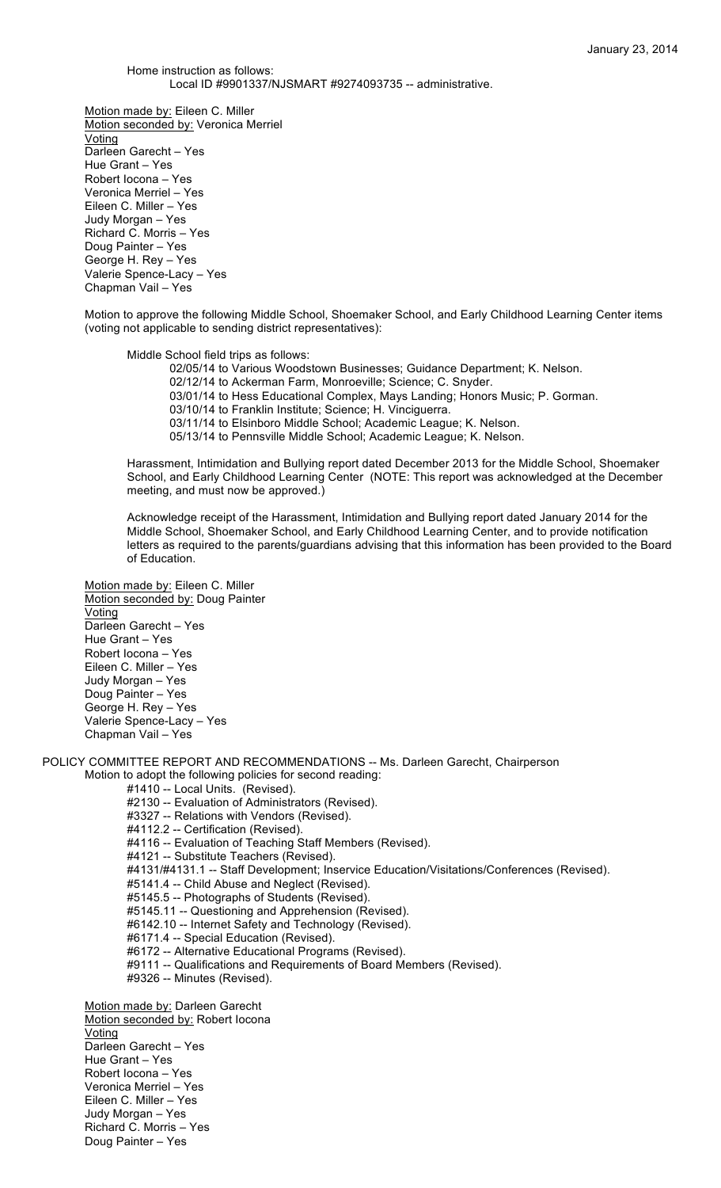Home instruction as follows:

Local ID #9901337/NJSMART #9274093735 -- administrative.

Motion made by: Eileen C. Miller
Motion seconded by: Veronica Merriel
Voting
Darleen Garecht – Yes
Hue Grant – Yes
Robert Iocona – Yes
Veronica Merriel – Yes
Eileen C. Miller – Yes
Judy Morgan – Yes
Richard C. Morris – Yes
Doug Painter – Yes
George H. Rey – Yes
Valerie Spence-Lacy – Yes
Chapman Vail – Yes

Motion to approve the following Middle School, Shoemaker School, and Early Childhood Learning Center items (voting not applicable to sending district representatives):

Middle School field trips as follows:

02/05/14 to Various Woodstown Businesses; Guidance Department; K. Nelson.
02/12/14 to Ackerman Farm, Monroeville; Science; C. Snyder.
03/01/14 to Hess Educational Complex, Mays Landing; Honors Music; P. Gorman.
03/10/14 to Franklin Institute; Science; H. Vinciguerra.
03/11/14 to Elsinboro Middle School; Academic League; K. Nelson.
05/13/14 to Pennsville Middle School; Academic League; K. Nelson.

Harassment, Intimidation and Bullying report dated December 2013 for the Middle School, Shoemaker School, and Early Childhood Learning Center (NOTE: This report was acknowledged at the December meeting, and must now be approved.)

Acknowledge receipt of the Harassment, Intimidation and Bullying report dated January 2014 for the Middle School, Shoemaker School, and Early Childhood Learning Center, and to provide notification letters as required to the parents/guardians advising that this information has been provided to the Board of Education.

Motion made by: Eileen C. Miller
Motion seconded by: Doug Painter
Voting
Darleen Garecht – Yes
Hue Grant – Yes
Robert Iocona – Yes
Eileen C. Miller – Yes
Judy Morgan – Yes
Doug Painter – Yes
George H. Rey – Yes
Valerie Spence-Lacy – Yes
Chapman Vail – Yes

POLICY COMMITTEE REPORT AND RECOMMENDATIONS -- Ms. Darleen Garecht, Chairperson

Motion to adopt the following policies for second reading:

#1410 -- Local Units. (Revised).
#2130 -- Evaluation of Administrators (Revised).
#3327 -- Relations with Vendors (Revised).
#4112.2 -- Certification (Revised).
#4116 -- Evaluation of Teaching Staff Members (Revised).
#4121 -- Substitute Teachers (Revised).
#4131/#4131.1 -- Staff Development; Inservice Education/Visitations/Conferences (Revised).
#5141.4 -- Child Abuse and Neglect (Revised).
#5145.5 -- Photographs of Students (Revised).
#5145.11 -- Questioning and Apprehension (Revised).
#6142.10 -- Internet Safety and Technology (Revised).
#6171.4 -- Special Education (Revised).
#6172 -- Alternative Educational Programs (Revised).
#9111 -- Qualifications and Requirements of Board Members (Revised).
#9326 -- Minutes (Revised).

Motion made by: Darleen Garecht
Motion seconded by: Robert Iocona
Voting
Darleen Garecht – Yes
Hue Grant – Yes
Robert Iocona – Yes
Veronica Merriel – Yes
Eileen C. Miller – Yes
Judy Morgan – Yes
Richard C. Morris – Yes
Doug Painter – Yes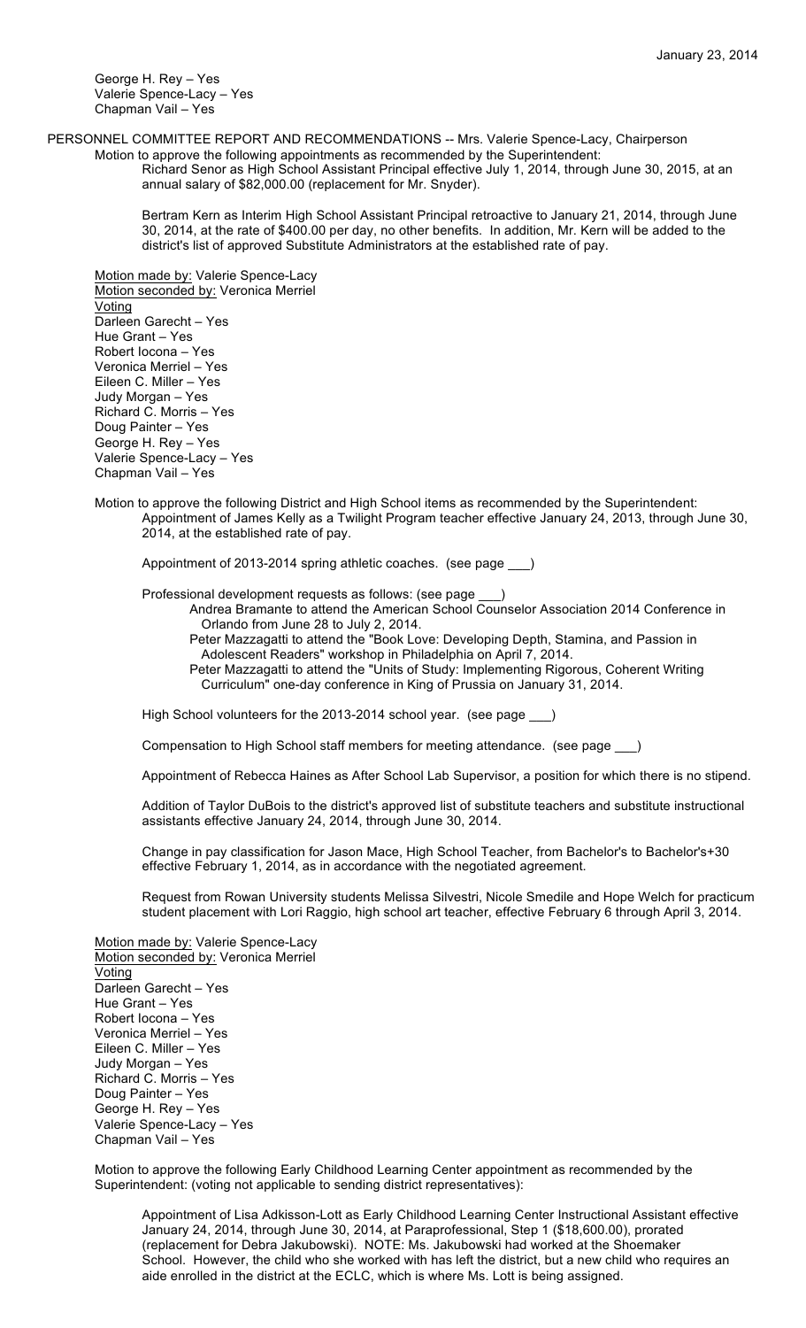George H. Rey – Yes
Valerie Spence-Lacy – Yes
Chapman Vail – Yes

PERSONNEL COMMITTEE REPORT AND RECOMMENDATIONS -- Mrs. Valerie Spence-Lacy, Chairperson

Motion to approve the following appointments as recommended by the Superintendent:

Richard Senor as High School Assistant Principal effective July 1, 2014, through June 30, 2015, at an annual salary of $82,000.00 (replacement for Mr. Snyder).

Bertram Kern as Interim High School Assistant Principal retroactive to January 21, 2014, through June 30, 2014, at the rate of $400.00 per day, no other benefits. In addition, Mr. Kern will be added to the district's list of approved Substitute Administrators at the established rate of pay.

Motion made by: Valerie Spence-Lacy
Motion seconded by: Veronica Merriel
Voting
Darleen Garecht – Yes
Hue Grant – Yes
Robert Iocona – Yes
Veronica Merriel – Yes
Eileen C. Miller – Yes
Judy Morgan – Yes
Richard C. Morris – Yes
Doug Painter – Yes
George H. Rey – Yes
Valerie Spence-Lacy – Yes
Chapman Vail – Yes

Motion to approve the following District and High School items as recommended by the Superintendent:

Appointment of James Kelly as a Twilight Program teacher effective January 24, 2013, through June 30, 2014, at the established rate of pay.

Appointment of 2013-2014 spring athletic coaches. (see page ___)

Professional development requests as follows: (see page ___)

- Andrea Bramante to attend the American School Counselor Association 2014 Conference in Orlando from June 28 to July 2, 2014.
- Peter Mazzagatti to attend the "Book Love: Developing Depth, Stamina, and Passion in Adolescent Readers" workshop in Philadelphia on April 7, 2014.
- Peter Mazzagatti to attend the "Units of Study: Implementing Rigorous, Coherent Writing Curriculum" one-day conference in King of Prussia on January 31, 2014.

High School volunteers for the 2013-2014 school year. (see page ___)

Compensation to High School staff members for meeting attendance. (see page ___)

Appointment of Rebecca Haines as After School Lab Supervisor, a position for which there is no stipend.

Addition of Taylor DuBois to the district's approved list of substitute teachers and substitute instructional assistants effective January 24, 2014, through June 30, 2014.

Change in pay classification for Jason Mace, High School Teacher, from Bachelor's to Bachelor's+30 effective February 1, 2014, as in accordance with the negotiated agreement.

Request from Rowan University students Melissa Silvestri, Nicole Smedile and Hope Welch for practicum student placement with Lori Raggio, high school art teacher, effective February 6 through April 3, 2014.

Motion made by: Valerie Spence-Lacy
Motion seconded by: Veronica Merriel
Voting
Darleen Garecht – Yes
Hue Grant – Yes
Robert Iocona – Yes
Veronica Merriel – Yes
Eileen C. Miller – Yes
Judy Morgan – Yes
Richard C. Morris – Yes
Doug Painter – Yes
George H. Rey – Yes
Valerie Spence-Lacy – Yes
Chapman Vail – Yes

Motion to approve the following Early Childhood Learning Center appointment as recommended by the Superintendent: (voting not applicable to sending district representatives):

Appointment of Lisa Adkisson-Lott as Early Childhood Learning Center Instructional Assistant effective January 24, 2014, through June 30, 2014, at Paraprofessional, Step 1 ($18,600.00), prorated (replacement for Debra Jakubowski). NOTE: Ms. Jakubowski had worked at the Shoemaker School. However, the child who she worked with has left the district, but a new child who requires an aide enrolled in the district at the ECLC, which is where Ms. Lott is being assigned.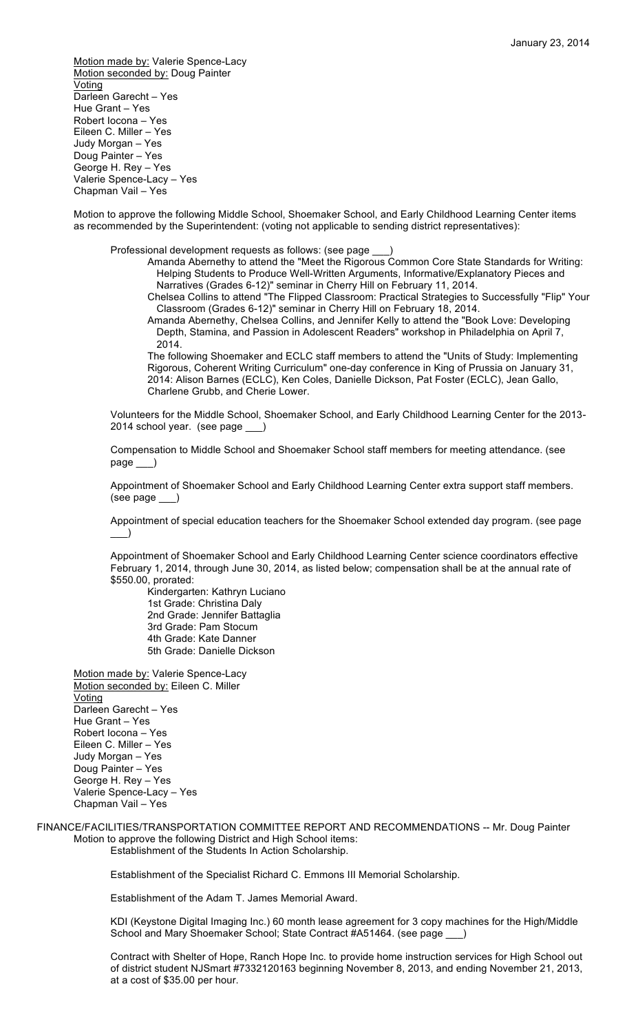Motion made by: Valerie Spence-Lacy
Motion seconded by: Doug Painter
Voting
Darleen Garecht – Yes
Hue Grant – Yes
Robert Iocona – Yes
Eileen C. Miller – Yes
Judy Morgan – Yes
Doug Painter – Yes
George H. Rey – Yes
Valerie Spence-Lacy – Yes
Chapman Vail – Yes

Motion to approve the following Middle School, Shoemaker School, and Early Childhood Learning Center items as recommended by the Superintendent: (voting not applicable to sending district representatives):

Professional development requests as follows: (see page ___)

- Amanda Abernethy to attend the "Meet the Rigorous Common Core State Standards for Writing: Helping Students to Produce Well-Written Arguments, Informative/Explanatory Pieces and Narratives (Grades 6-12)" seminar in Cherry Hill on February 11, 2014.
- Chelsea Collins to attend "The Flipped Classroom: Practical Strategies to Successfully "Flip" Your Classroom (Grades 6-12)" seminar in Cherry Hill on February 18, 2014.
- Amanda Abernethy, Chelsea Collins, and Jennifer Kelly to attend the "Book Love: Developing Depth, Stamina, and Passion in Adolescent Readers" workshop in Philadelphia on April 7, 2014.
- The following Shoemaker and ECLC staff members to attend the "Units of Study: Implementing Rigorous, Coherent Writing Curriculum" one-day conference in King of Prussia on January 31, 2014: Alison Barnes (ECLC), Ken Coles, Danielle Dickson, Pat Foster (ECLC), Jean Gallo, Charlene Grubb, and Cherie Lower.

Volunteers for the Middle School, Shoemaker School, and Early Childhood Learning Center for the 2013-2014 school year. (see page ___)

Compensation to Middle School and Shoemaker School staff members for meeting attendance. (see page ___)

Appointment of Shoemaker School and Early Childhood Learning Center extra support staff members. (see page ___)

Appointment of special education teachers for the Shoemaker School extended day program. (see page ___)

Appointment of Shoemaker School and Early Childhood Learning Center science coordinators effective February 1, 2014, through June 30, 2014, as listed below; compensation shall be at the annual rate of $550.00, prorated:

- Kindergarten: Kathryn Luciano
- 1st Grade: Christina Daly
- 2nd Grade: Jennifer Battaglia
- 3rd Grade: Pam Stocum
- 4th Grade: Kate Danner
- 5th Grade: Danielle Dickson

Motion made by: Valerie Spence-Lacy
Motion seconded by: Eileen C. Miller
Voting
Darleen Garecht – Yes
Hue Grant – Yes
Robert Iocona – Yes
Eileen C. Miller – Yes
Judy Morgan – Yes
Doug Painter – Yes
George H. Rey – Yes
Valerie Spence-Lacy – Yes
Chapman Vail – Yes

FINANCE/FACILITIES/TRANSPORTATION COMMITTEE REPORT AND RECOMMENDATIONS -- Mr. Doug Painter

Motion to approve the following District and High School items:

Establishment of the Students In Action Scholarship.

Establishment of the Specialist Richard C. Emmons III Memorial Scholarship.

Establishment of the Adam T. James Memorial Award.

KDI (Keystone Digital Imaging Inc.) 60 month lease agreement for 3 copy machines for the High/Middle School and Mary Shoemaker School; State Contract #A51464. (see page ___)

Contract with Shelter of Hope, Ranch Hope Inc. to provide home instruction services for High School out of district student NJSmart #7332120163 beginning November 8, 2013, and ending November 21, 2013, at a cost of $35.00 per hour.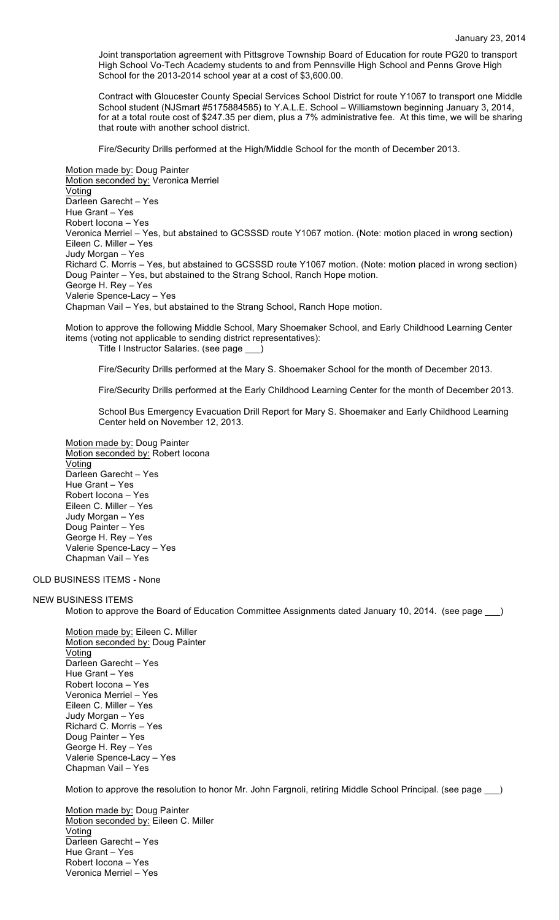Joint transportation agreement with Pittsgrove Township Board of Education for route PG20 to transport High School Vo-Tech Academy students to and from Pennsville High School and Penns Grove High School for the 2013-2014 school year at a cost of $3,600.00.

Contract with Gloucester County Special Services School District for route Y1067 to transport one Middle School student (NJSmart #5175884585) to Y.A.L.E. School – Williamstown beginning January 3, 2014, for at a total route cost of $247.35 per diem, plus a 7% administrative fee. At this time, we will be sharing that route with another school district.

Fire/Security Drills performed at the High/Middle School for the month of December 2013.

Motion made by: Doug Painter
Motion seconded by: Veronica Merriel
Voting
Darleen Garecht – Yes
Hue Grant – Yes
Robert Iocona – Yes
Veronica Merriel – Yes, but abstained to GCSSSD route Y1067 motion. (Note: motion placed in wrong section)
Eileen C. Miller – Yes
Judy Morgan – Yes
Richard C. Morris – Yes, but abstained to GCSSSD route Y1067 motion. (Note: motion placed in wrong section)
Doug Painter – Yes, but abstained to the Strang School, Ranch Hope motion.
George H. Rey – Yes
Valerie Spence-Lacy – Yes
Chapman Vail – Yes, but abstained to the Strang School, Ranch Hope motion.

Motion to approve the following Middle School, Mary Shoemaker School, and Early Childhood Learning Center items (voting not applicable to sending district representatives):

Title I Instructor Salaries. (see page ___)

Fire/Security Drills performed at the Mary S. Shoemaker School for the month of December 2013.

Fire/Security Drills performed at the Early Childhood Learning Center for the month of December 2013.

School Bus Emergency Evacuation Drill Report for Mary S. Shoemaker and Early Childhood Learning Center held on November 12, 2013.

Motion made by: Doug Painter
Motion seconded by: Robert Iocona
Voting
Darleen Garecht – Yes
Hue Grant – Yes
Robert Iocona – Yes
Eileen C. Miller – Yes
Judy Morgan – Yes
Doug Painter – Yes
George H. Rey – Yes
Valerie Spence-Lacy – Yes
Chapman Vail – Yes

OLD BUSINESS ITEMS - None

NEW BUSINESS ITEMS

Motion to approve the Board of Education Committee Assignments dated January 10, 2014. (see page ___)

Motion made by: Eileen C. Miller
Motion seconded by: Doug Painter
Voting
Darleen Garecht – Yes
Hue Grant – Yes
Robert Iocona – Yes
Veronica Merriel – Yes
Eileen C. Miller – Yes
Judy Morgan – Yes
Richard C. Morris – Yes
Doug Painter – Yes
George H. Rey – Yes
Valerie Spence-Lacy – Yes
Chapman Vail – Yes

Motion to approve the resolution to honor Mr. John Fargnoli, retiring Middle School Principal. (see page ___)

Motion made by: Doug Painter
Motion seconded by: Eileen C. Miller
Voting
Darleen Garecht – Yes
Hue Grant – Yes
Robert Iocona – Yes
Veronica Merriel – Yes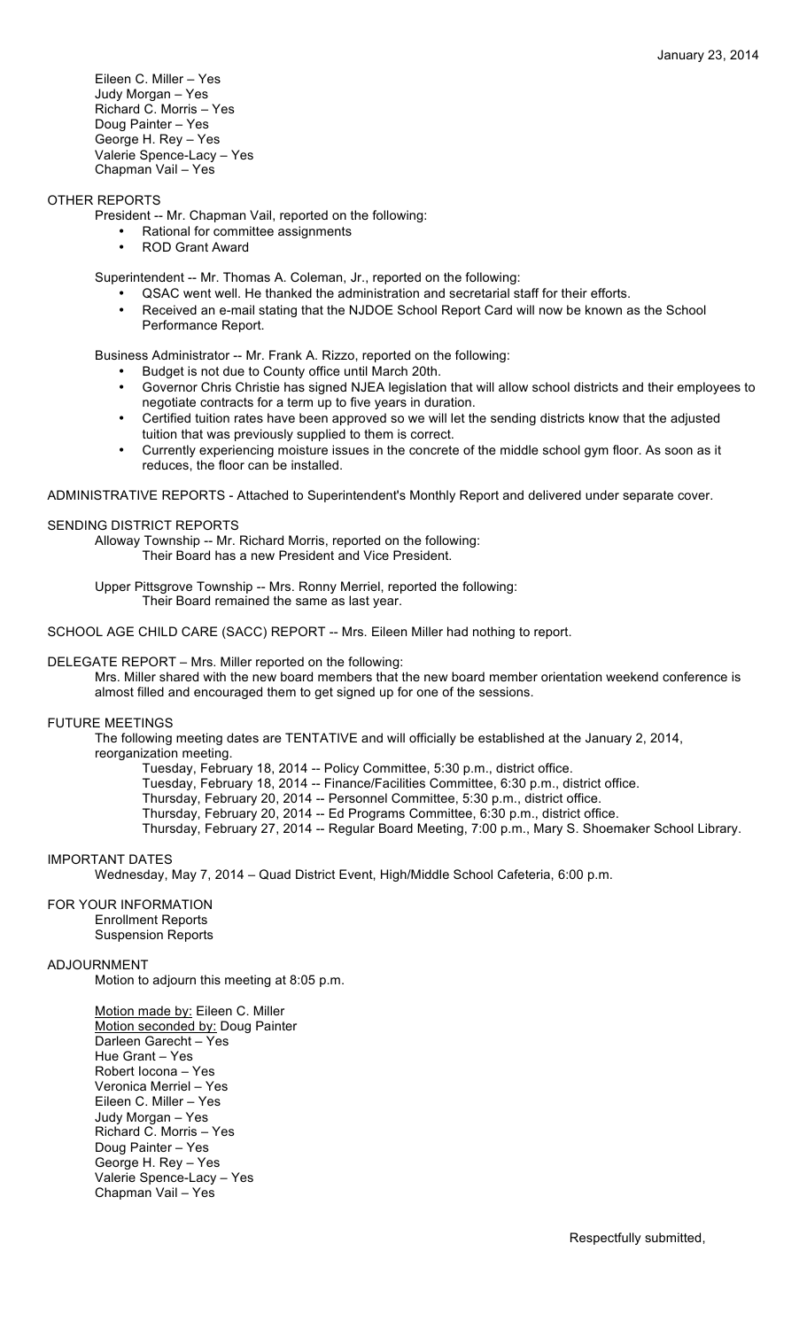Eileen C. Miller – Yes
Judy Morgan – Yes
Richard C. Morris – Yes
Doug Painter – Yes
George H. Rey – Yes
Valerie Spence-Lacy – Yes
Chapman Vail – Yes

OTHER REPORTS

President -- Mr. Chapman Vail, reported on the following:

- Rational for committee assignments
- ROD Grant Award

Superintendent -- Mr. Thomas A. Coleman, Jr., reported on the following:

- QSAC went well. He thanked the administration and secretarial staff for their efforts.
- Received an e-mail stating that the NJDOE School Report Card will now be known as the School Performance Report.

Business Administrator -- Mr. Frank A. Rizzo, reported on the following:

- Budget is not due to County office until March 20th.
- Governor Chris Christie has signed NJEA legislation that will allow school districts and their employees to negotiate contracts for a term up to five years in duration.
- Certified tuition rates have been approved so we will let the sending districts know that the adjusted tuition that was previously supplied to them is correct.
- Currently experiencing moisture issues in the concrete of the middle school gym floor. As soon as it reduces, the floor can be installed.

ADMINISTRATIVE REPORTS - Attached to Superintendent's Monthly Report and delivered under separate cover.

SENDING DISTRICT REPORTS

Alloway Township -- Mr. Richard Morris, reported on the following:
Their Board has a new President and Vice President.

Upper Pittsgrove Township -- Mrs. Ronny Merriel, reported the following:
Their Board remained the same as last year.

SCHOOL AGE CHILD CARE (SACC) REPORT -- Mrs. Eileen Miller had nothing to report.

DELEGATE REPORT – Mrs. Miller reported on the following:

Mrs. Miller shared with the new board members that the new board member orientation weekend conference is almost filled and encouraged them to get signed up for one of the sessions.

FUTURE MEETINGS

The following meeting dates are TENTATIVE and will officially be established at the January 2, 2014, reorganization meeting.

Tuesday, February 18, 2014 -- Policy Committee, 5:30 p.m., district office.
Tuesday, February 18, 2014 -- Finance/Facilities Committee, 6:30 p.m., district office.
Thursday, February 20, 2014 -- Personnel Committee, 5:30 p.m., district office.
Thursday, February 20, 2014 -- Ed Programs Committee, 6:30 p.m., district office.
Thursday, February 27, 2014 -- Regular Board Meeting, 7:00 p.m., Mary S. Shoemaker School Library.

IMPORTANT DATES

Wednesday, May 7, 2014 – Quad District Event, High/Middle School Cafeteria, 6:00 p.m.

FOR YOUR INFORMATION

Enrollment Reports
Suspension Reports

ADJOURNMENT

Motion to adjourn this meeting at 8:05 p.m.

Motion made by: Eileen C. Miller
Motion seconded by: Doug Painter
Darleen Garecht – Yes
Hue Grant – Yes
Robert Iocona – Yes
Veronica Merriel – Yes
Eileen C. Miller – Yes
Judy Morgan – Yes
Richard C. Morris – Yes
Doug Painter – Yes
George H. Rey – Yes
Valerie Spence-Lacy – Yes
Chapman Vail – Yes

Respectfully submitted,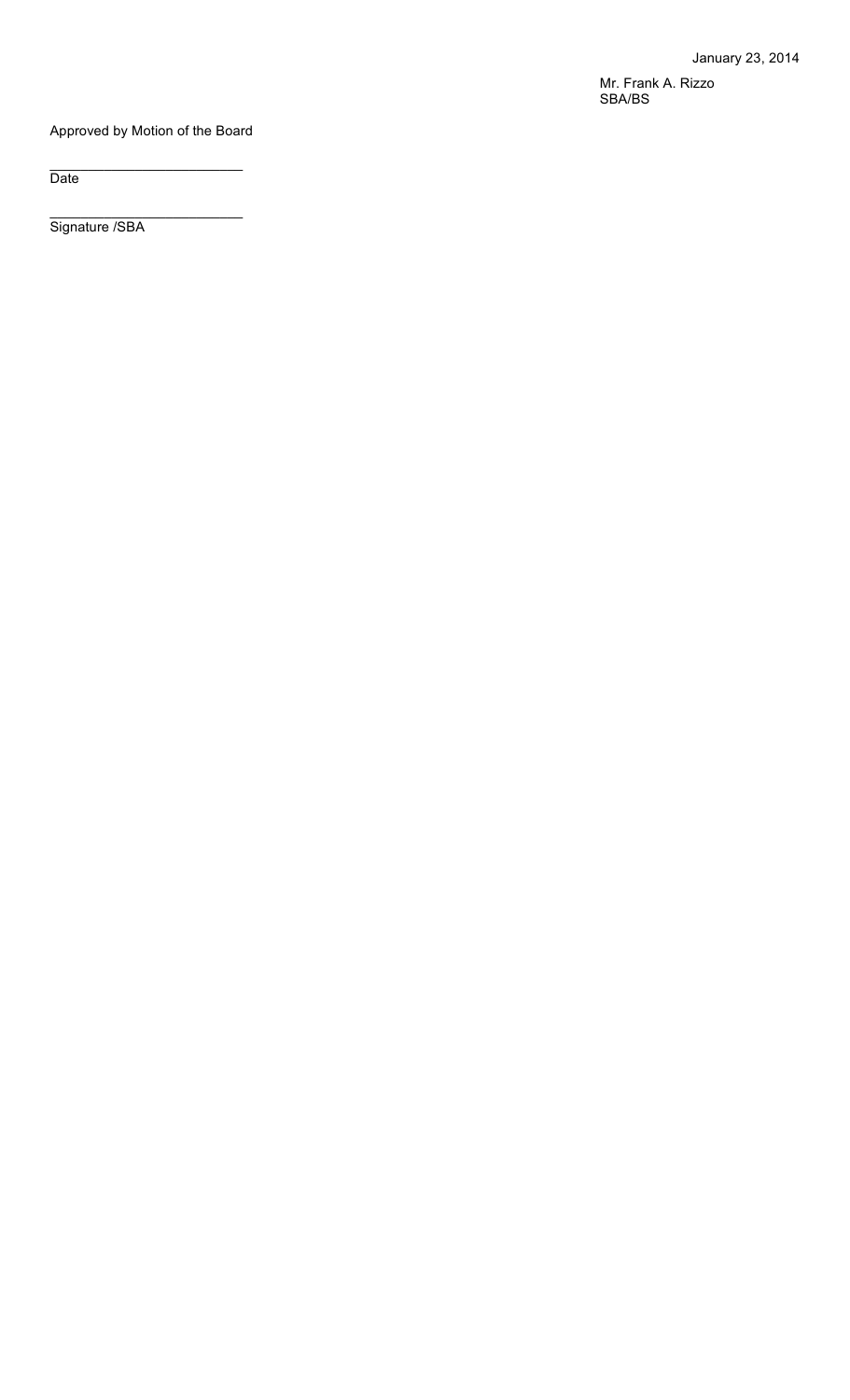January 23, 2014

Mr. Frank A. Rizzo
SBA/BS

Approved by Motion of the Board

\_\_\_\_\_\_\_\_\_\_\_\_\_\_\_\_\_\_\_\_\_\_\_\_\_\_
Date

\_\_\_\_\_\_\_\_\_\_\_\_\_\_\_\_\_\_\_\_\_\_\_\_\_\_
Signature /SBA